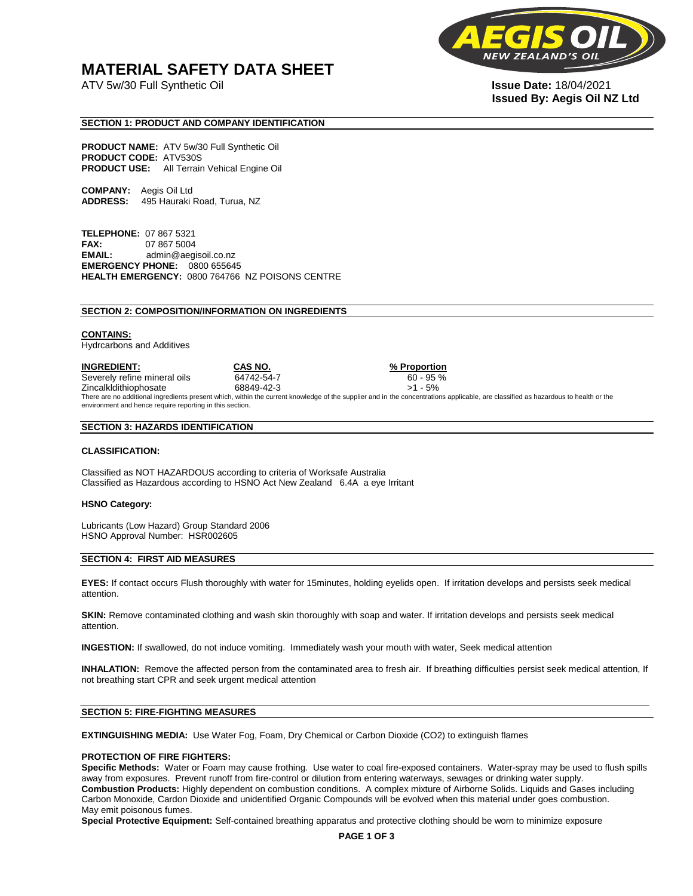# MATERIAL SAFETY DATA SHEET

ATV 5w/30 Full Synthetic Oil

**Issue Date:** 18/04/2021
**Issued By: Aegis Oil NZ Ltd**

## SECTION 1: PRODUCT AND COMPANY IDENTIFICATION

**PRODUCT NAME:** ATV 5w/30 Full Synthetic Oil
**PRODUCT CODE:** ATV530S
**PRODUCT USE:** All Terrain Vehical Engine Oil

**COMPANY:** Aegis Oil Ltd
**ADDRESS:** 495 Hauraki Road, Turua, NZ

**TELEPHONE:** 07 867 5321
**FAX:** 07 867 5004
**EMAIL:** admin@aegisoil.co.nz
**EMERGENCY PHONE:** 0800 655645
**HEALTH EMERGENCY:** 0800 764766 NZ POISONS CENTRE

## SECTION 2: COMPOSITION/INFORMATION ON INGREDIENTS

**CONTAINS:**
Hydrcarbons and Additives

| INGREDIENT: | CAS NO. | % Proportion |
|---|---|---|
| Severely refine mineral oils | 64742-54-7 | 60 - 95 % |
| Zincalkldithiophosate | 68849-42-3 | >1 - 5% |

There are no additional ingredients present which, within the current knowledge of the supplier and in the concentrations applicable, are classified as hazardous to health or the environment and hence require reporting in this section.

## SECTION 3: HAZARDS IDENTIFICATION

**CLASSIFICATION:**

Classified as NOT HAZARDOUS according to criteria of Worksafe Australia
Classified as Hazardous according to HSNO Act New Zealand 6.4A a eye Irritant

**HSNO Category:**

Lubricants (Low Hazard) Group Standard 2006
HSNO Approval Number: HSR002605

## SECTION 4: FIRST AID MEASURES

**EYES:** If contact occurs Flush thoroughly with water for 15minutes, holding eyelids open. If irritation develops and persists seek medical attention.

**SKIN:** Remove contaminated clothing and wash skin thoroughly with soap and water. If irritation develops and persists seek medical attention.

**INGESTION:** If swallowed, do not induce vomiting. Immediately wash your mouth with water, Seek medical attention

**INHALATION:** Remove the affected person from the contaminated area to fresh air. If breathing difficulties persist seek medical attention, If not breathing start CPR and seek urgent medical attention

## SECTION 5: FIRE-FIGHTING MEASURES

**EXTINGUISHING MEDIA:** Use Water Fog, Foam, Dry Chemical or Carbon Dioxide ($CO_2$) to extinguish flames

**PROTECTION OF FIRE FIGHTERS:**
**Specific Methods:** Water or Foam may cause frothing. Use water to coal fire-exposed containers. Water-spray may be used to flush spills away from exposures. Prevent runoff from fire-control or dilution from entering waterways, sewages or drinking water supply.
**Combustion Products:** Highly dependent on combustion conditions. A complex mixture of Airborne Solids. Liquids and Gases including Carbon Monoxide, Cardon Dioxide and unidentified Organic Compounds will be evolved when this material under goes combustion.
May emit poisonous fumes.
**Special Protective Equipment:** Self-contained breathing apparatus and protective clothing should be worn to minimize exposure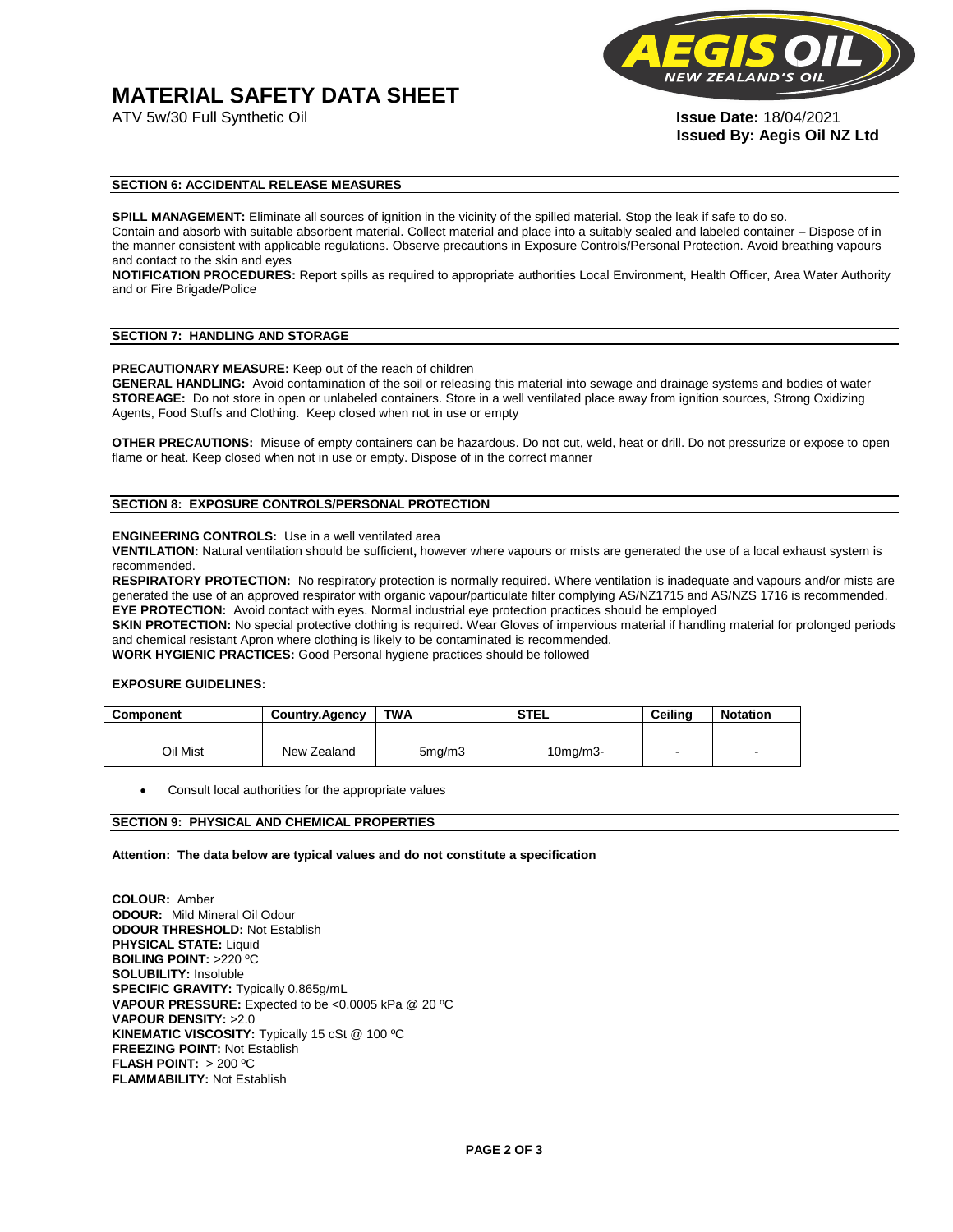# MATERIAL SAFETY DATA SHEET

ATV 5w/30 Full Synthetic Oil

**Issue Date:** 18/04/2021
**Issued By: Aegis Oil NZ Ltd**

## SECTION 6: ACCIDENTAL RELEASE MEASURES

**SPILL MANAGEMENT:** Eliminate all sources of ignition in the vicinity of the spilled material. Stop the leak if safe to do so. Contain and absorb with suitable absorbent material. Collect material and place into a suitably sealed and labeled container – Dispose of in the manner consistent with applicable regulations. Observe precautions in Exposure Controls/Personal Protection. Avoid breathing vapours and contact to the skin and eyes

**NOTIFICATION PROCEDURES:** Report spills as required to appropriate authorities Local Environment, Health Officer, Area Water Authority and or Fire Brigade/Police

## SECTION 7: HANDLING AND STORAGE

**PRECAUTIONARY MEASURE:** Keep out of the reach of children
**GENERAL HANDLING:** Avoid contamination of the soil or releasing this material into sewage and drainage systems and bodies of water
**STOREAGE:** Do not store in open or unlabeled containers. Store in a well ventilated place away from ignition sources, Strong Oxidizing Agents, Food Stuffs and Clothing. Keep closed when not in use or empty

**OTHER PRECAUTIONS:** Misuse of empty containers can be hazardous. Do not cut, weld, heat or drill. Do not pressurize or expose to open flame or heat. Keep closed when not in use or empty. Dispose of in the correct manner

## SECTION 8: EXPOSURE CONTROLS/PERSONAL PROTECTION

**ENGINEERING CONTROLS:** Use in a well ventilated area
**VENTILATION:** Natural ventilation should be sufficient**,** however where vapours or mists are generated the use of a local exhaust system is recommended.
**RESPIRATORY PROTECTION:** No respiratory protection is normally required. Where ventilation is inadequate and vapours and/or mists are generated the use of an approved respirator with organic vapour/particulate filter complying AS/NZ1715 and AS/NZS 1716 is recommended.
**EYE PROTECTION:** Avoid contact with eyes. Normal industrial eye protection practices should be employed
**SKIN PROTECTION:** No special protective clothing is required. Wear Gloves of impervious material if handling material for prolonged periods and chemical resistant Apron where clothing is likely to be contaminated is recommended.
**WORK HYGIENIC PRACTICES:** Good Personal hygiene practices should be followed

**EXPOSURE GUIDELINES:**

| Component | Country.Agency | TWA | STEL | Ceiling | Notation |
|---|---|---|---|---|---|
| Oil Mist | New Zealand | 5mg/m3 | 10mg/m3- | - | - |

- Consult local authorities for the appropriate values

## SECTION 9: PHYSICAL AND CHEMICAL PROPERTIES

**Attention: The data below are typical values and do not constitute a specification**

**COLOUR:** Amber
**ODOUR:** Mild Mineral Oil Odour
**ODOUR THRESHOLD:** Not Establish
**PHYSICAL STATE:** Liquid
**BOILING POINT:** >220 ºC
**SOLUBILITY:** Insoluble
**SPECIFIC GRAVITY:** Typically 0.865g/mL
**VAPOUR PRESSURE:** Expected to be <0.0005 kPa @ 20 ºC
**VAPOUR DENSITY:** >2.0
**KINEMATIC VISCOSITY:** Typically 15 cSt @ 100 ºC
**FREEZING POINT:** Not Establish
**FLASH POINT:** > 200 ºC
**FLAMMABILITY:** Not Establish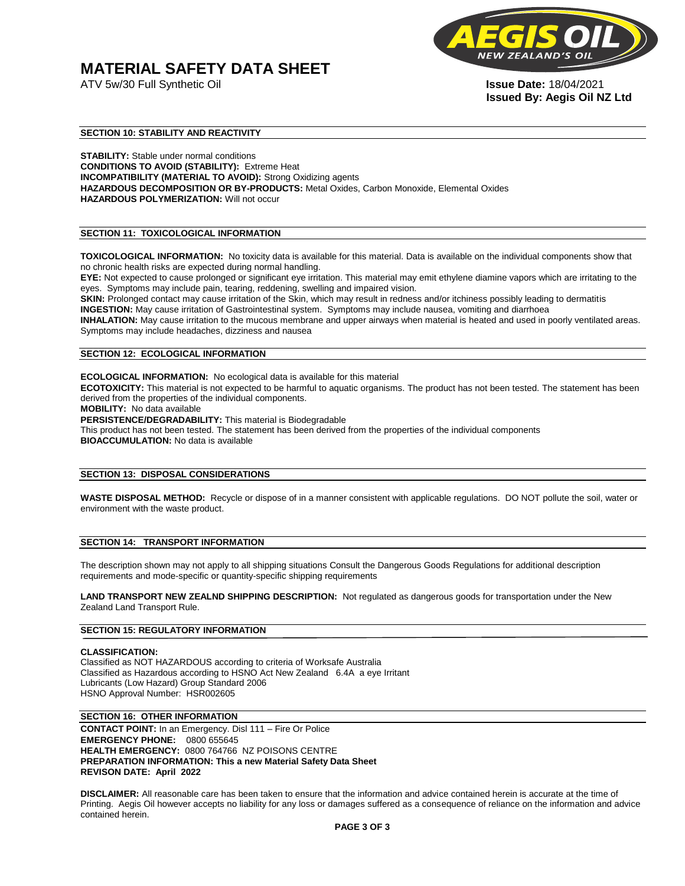# MATERIAL SAFETY DATA SHEET

ATV 5w/30 Full Synthetic Oil

**Issue Date:** 18/04/2021
**Issued By: Aegis Oil NZ Ltd**

## SECTION 10: STABILITY AND REACTIVITY

**STABILITY:** Stable under normal conditions
**CONDITIONS TO AVOID (STABILITY):** Extreme Heat
**INCOMPATIBILITY (MATERIAL TO AVOID):** Strong Oxidizing agents
**HAZARDOUS DECOMPOSITION OR BY-PRODUCTS:** Metal Oxides, Carbon Monoxide, Elemental Oxides
**HAZARDOUS POLYMERIZATION:** Will not occur

## SECTION 11: TOXICOLOGICAL INFORMATION

**TOXICOLOGICAL INFORMATION:** No toxicity data is available for this material. Data is available on the individual components show that no chronic health risks are expected during normal handling.
**EYE:** Not expected to cause prolonged or significant eye irritation. This material may emit ethylene diamine vapors which are irritating to the eyes. Symptoms may include pain, tearing, reddening, swelling and impaired vision.
**SKIN:** Prolonged contact may cause irritation of the Skin, which may result in redness and/or itchiness possibly leading to dermatitis
**INGESTION:** May cause irritation of Gastrointestinal system. Symptoms may include nausea, vomiting and diarrhoea
**INHALATION:** May cause irritation to the mucous membrane and upper airways when material is heated and used in poorly ventilated areas. Symptoms may include headaches, dizziness and nausea

## SECTION 12: ECOLOGICAL INFORMATION

**ECOLOGICAL INFORMATION:** No ecological data is available for this material
**ECOTOXICITY:** This material is not expected to be harmful to aquatic organisms. The product has not been tested. The statement has been derived from the properties of the individual components.
**MOBILITY:** No data available
**PERSISTENCE/DEGRADABILITY:** This material is Biodegradable
This product has not been tested. The statement has been derived from the properties of the individual components
**BIOACCUMULATION:** No data is available

## SECTION 13: DISPOSAL CONSIDERATIONS

**WASTE DISPOSAL METHOD:** Recycle or dispose of in a manner consistent with applicable regulations. DO NOT pollute the soil, water or environment with the waste product.

## SECTION 14: TRANSPORT INFORMATION

The description shown may not apply to all shipping situations Consult the Dangerous Goods Regulations for additional description requirements and mode-specific or quantity-specific shipping requirements

**LAND TRANSPORT NEW ZEALND SHIPPING DESCRIPTION:** Not regulated as dangerous goods for transportation under the New Zealand Land Transport Rule.

## SECTION 15: REGULATORY INFORMATION

**CLASSIFICATION:**
Classified as NOT HAZARDOUS according to criteria of Worksafe Australia
Classified as Hazardous according to HSNO Act New Zealand 6.4A a eye Irritant
Lubricants (Low Hazard) Group Standard 2006
HSNO Approval Number: HSR002605

## SECTION 16: OTHER INFORMATION

**CONTACT POINT:** In an Emergency. Disl 111 – Fire Or Police
**EMERGENCY PHONE:** 0800 655645
**HEALTH EMERGENCY:** 0800 764766 NZ POISONS CENTRE
**PREPARATION INFORMATION: This a new Material Safety Data Sheet**
**REVISON DATE: April 2022**

**DISCLAIMER:** All reasonable care has been taken to ensure that the information and advice contained herein is accurate at the time of Printing. Aegis Oil however accepts no liability for any loss or damages suffered as a consequence of reliance on the information and advice contained herein.